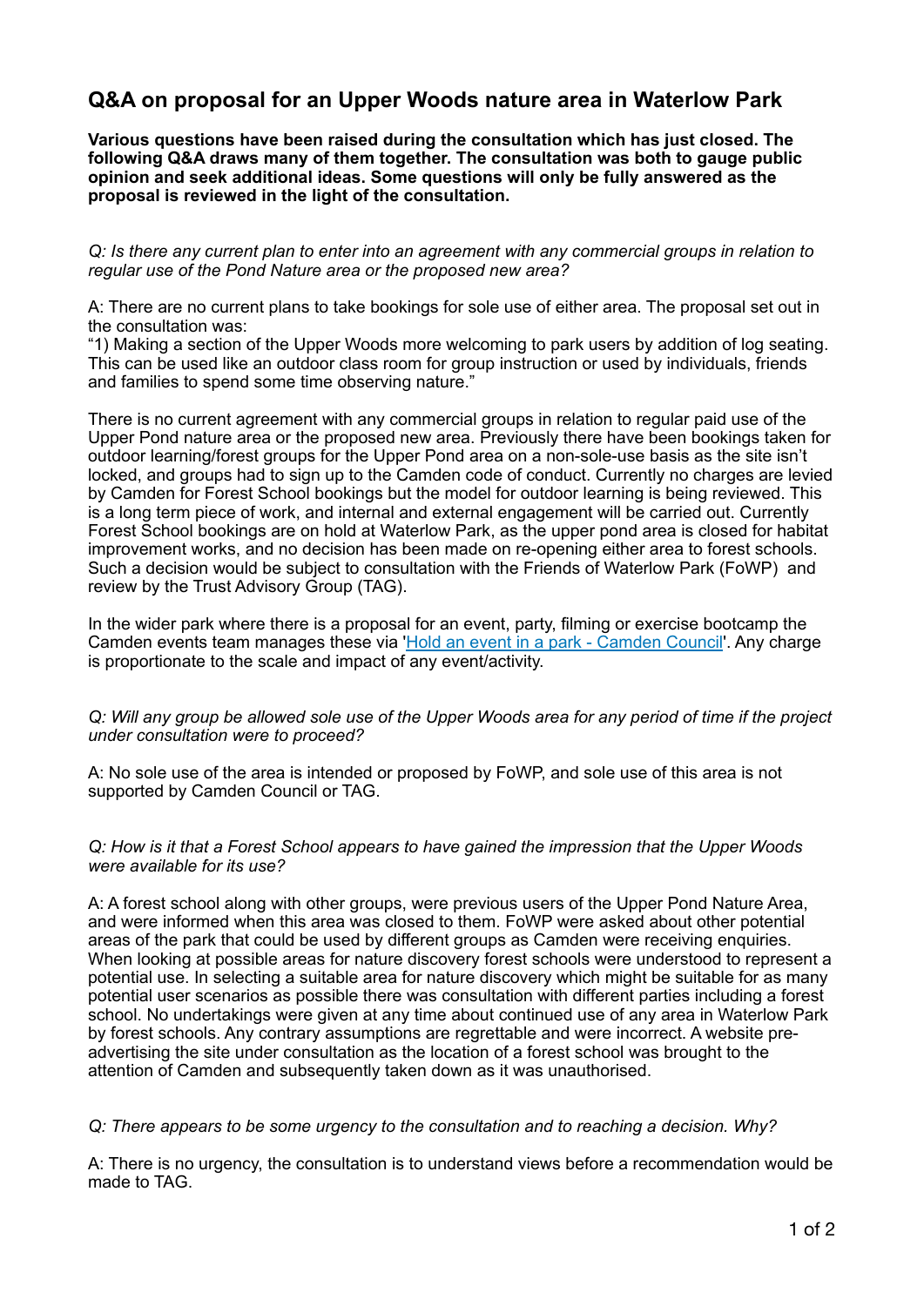# Q&A on proposal for an Upper Woods nature area in Waterlow Park

**Various questions have been raised during the consultation which has just closed. The following Q&A draws many of them together. The consultation was both to gauge public opinion and seek additional ideas. Some questions will only be fully answered as the proposal is reviewed in the light of the consultation.**

*Q: Is there any current plan to enter into an agreement with any commercial groups in relation to regular use of the Pond Nature area or the proposed new area?*

A: There are no current plans to take bookings for sole use of either area. The proposal set out in the consultation was:

"1) Making a section of the Upper Woods more welcoming to park users by addition of log seating. This can be used like an outdoor class room for group instruction or used by individuals, friends and families to spend some time observing nature."

There is no current agreement with any commercial groups in relation to regular paid use of the Upper Pond nature area or the proposed new area. Previously there have been bookings taken for outdoor learning/forest groups for the Upper Pond area on a non-sole-use basis as the site isn't locked, and groups had to sign up to the Camden code of conduct. Currently no charges are levied by Camden for Forest School bookings but the model for outdoor learning is being reviewed. This is a long term piece of work, and internal and external engagement will be carried out. Currently Forest School bookings are on hold at Waterlow Park, as the upper pond area is closed for habitat improvement works, and no decision has been made on re-opening either area to forest schools. Such a decision would be subject to consultation with the Friends of Waterlow Park (FoWP) and review by the Trust Advisory Group (TAG).

In the wider park where there is a proposal for an event, party, filming or exercise bootcamp the Camden events team manages these via '[Hold an event in a park - Camden Council](#)'. Any charge is proportionate to the scale and impact of any event/activity.

*Q: Will any group be allowed sole use of the Upper Woods area for any period of time if the project under consultation were to proceed?*

A: No sole use of the area is intended or proposed by FoWP, and sole use of this area is not supported by Camden Council or TAG.

*Q: How is it that a Forest School appears to have gained the impression that the Upper Woods were available for its use?*

A: A forest school along with other groups, were previous users of the Upper Pond Nature Area, and were informed when this area was closed to them. FoWP were asked about other potential areas of the park that could be used by different groups as Camden were receiving enquiries. When looking at possible areas for nature discovery forest schools were understood to represent a potential use. In selecting a suitable area for nature discovery which might be suitable for as many potential user scenarios as possible there was consultation with different parties including a forest school. No undertakings were given at any time about continued use of any area in Waterlow Park by forest schools. Any contrary assumptions are regrettable and were incorrect. A website pre-advertising the site under consultation as the location of a forest school was brought to the attention of Camden and subsequently taken down as it was unauthorised.

*Q: There appears to be some urgency to the consultation and to reaching a decision. Why?*

A: There is no urgency, the consultation is to understand views before a recommendation would be made to TAG.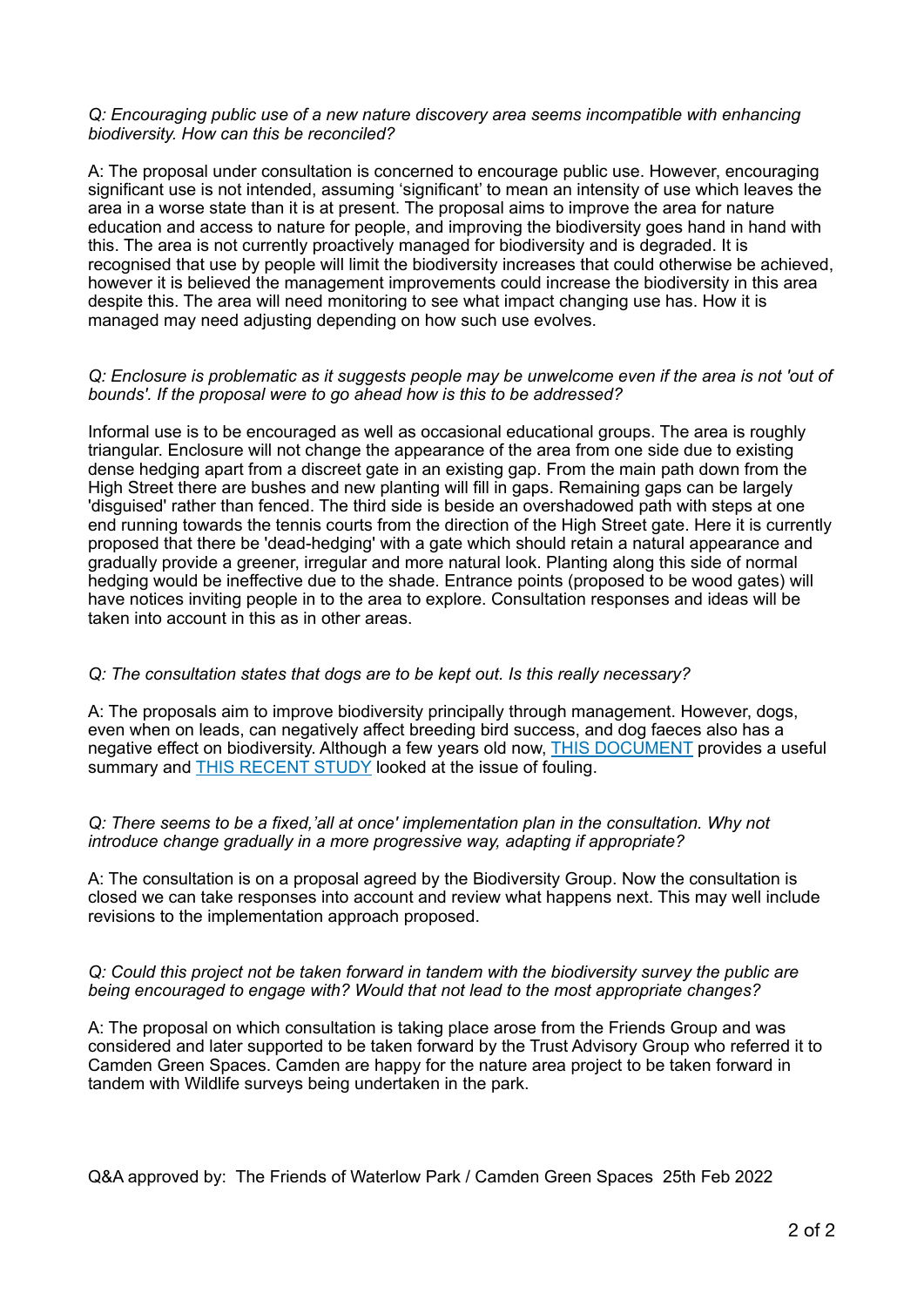*Q: Encouraging public use of a new nature discovery area seems incompatible with enhancing biodiversity. How can this be reconciled?*

A: The proposal under consultation is concerned to encourage public use. However, encouraging significant use is not intended, assuming 'significant' to mean an intensity of use which leaves the area in a worse state than it is at present. The proposal aims to improve the area for nature education and access to nature for people, and improving the biodiversity goes hand in hand with this. The area is not currently proactively managed for biodiversity and is degraded. It is recognised that use by people will limit the biodiversity increases that could otherwise be achieved, however it is believed the management improvements could increase the biodiversity in this area despite this. The area will need monitoring to see what impact changing use has. How it is managed may need adjusting depending on how such use evolves.

*Q: Enclosure is problematic as it suggests people may be unwelcome even if the area is not 'out of bounds'. If the proposal were to go ahead how is this to be addressed?*

Informal use is to be encouraged as well as occasional educational groups. The area is roughly triangular. Enclosure will not change the appearance of the area from one side due to existing dense hedging apart from a discreet gate in an existing gap. From the main path down from the High Street there are bushes and new planting will fill in gaps. Remaining gaps can be largely 'disguised' rather than fenced. The third side is beside an overshadowed path with steps at one end running towards the tennis courts from the direction of the High Street gate. Here it is currently proposed that there be 'dead-hedging' with a gate which should retain a natural appearance and gradually provide a greener, irregular and more natural look. Planting along this side of normal hedging would be ineffective due to the shade. Entrance points (proposed to be wood gates) will have notices inviting people in to the area to explore. Consultation responses and ideas will be taken into account in this as in other areas.

*Q: The consultation states that dogs are to be kept out. Is this really necessary?*

A: The proposals aim to improve biodiversity principally through management. However, dogs, even when on leads, can negatively affect breeding bird success, and dog faeces also has a negative effect on biodiversity. Although a few years old now, THIS DOCUMENT provides a useful summary and THIS RECENT STUDY looked at the issue of fouling.

*Q: There seems to be a fixed,'all at once' implementation plan in the consultation. Why not introduce change gradually in a more progressive way, adapting if appropriate?*

A: The consultation is on a proposal agreed by the Biodiversity Group. Now the consultation is closed we can take responses into account and review what happens next. This may well include revisions to the implementation approach proposed.

*Q: Could this project not be taken forward in tandem with the biodiversity survey the public are being encouraged to engage with? Would that not lead to the most appropriate changes?*

A: The proposal on which consultation is taking place arose from the Friends Group and was considered and later supported to be taken forward by the Trust Advisory Group who referred it to Camden Green Spaces. Camden are happy for the nature area project to be taken forward in tandem with Wildlife surveys being undertaken in the park.

Q&A approved by: The Friends of Waterlow Park / Camden Green Spaces 25th Feb 2022